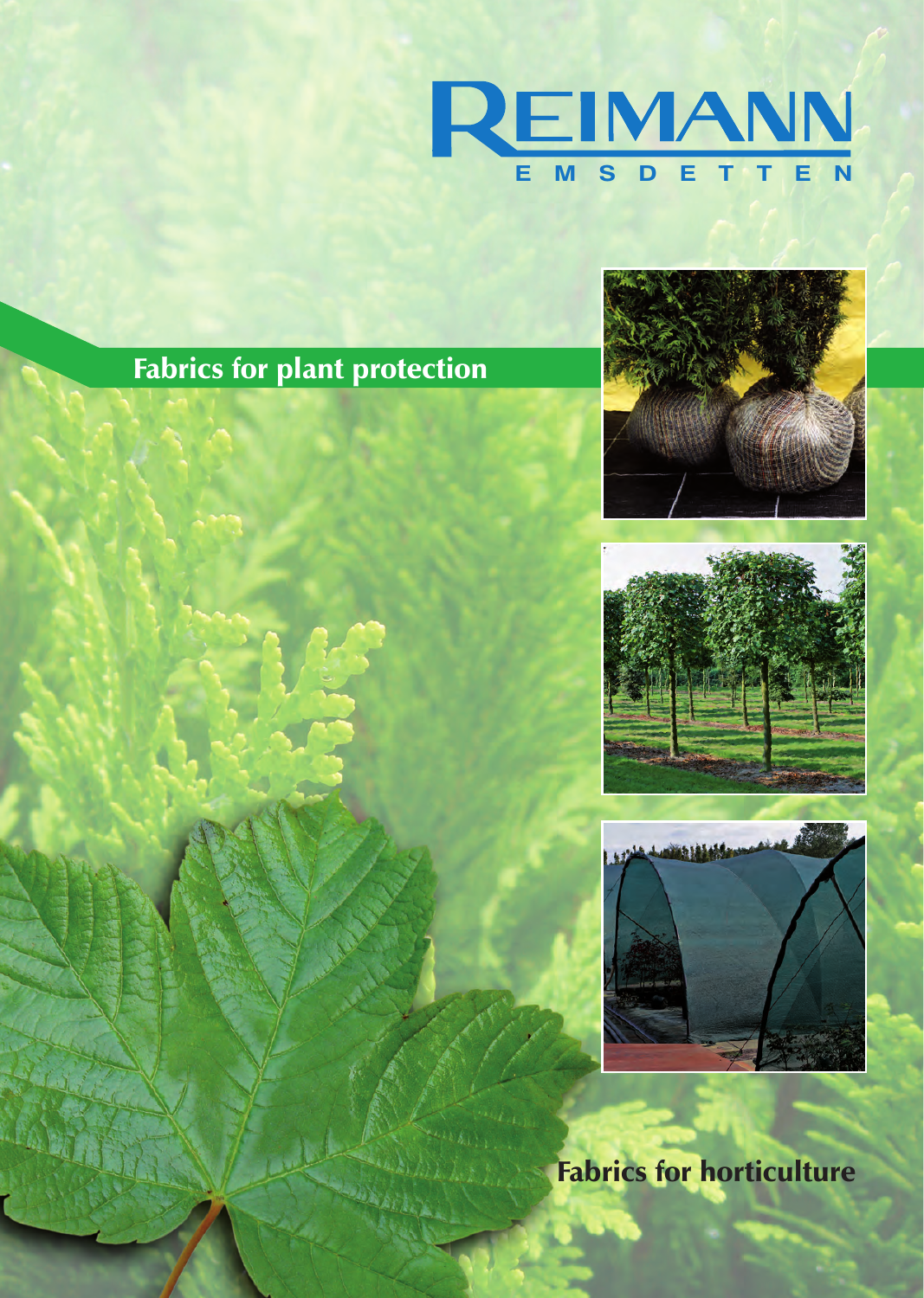# REIMANN

EMSDETTEN

## Fabrics for plant protection

## Fabrics for horticulture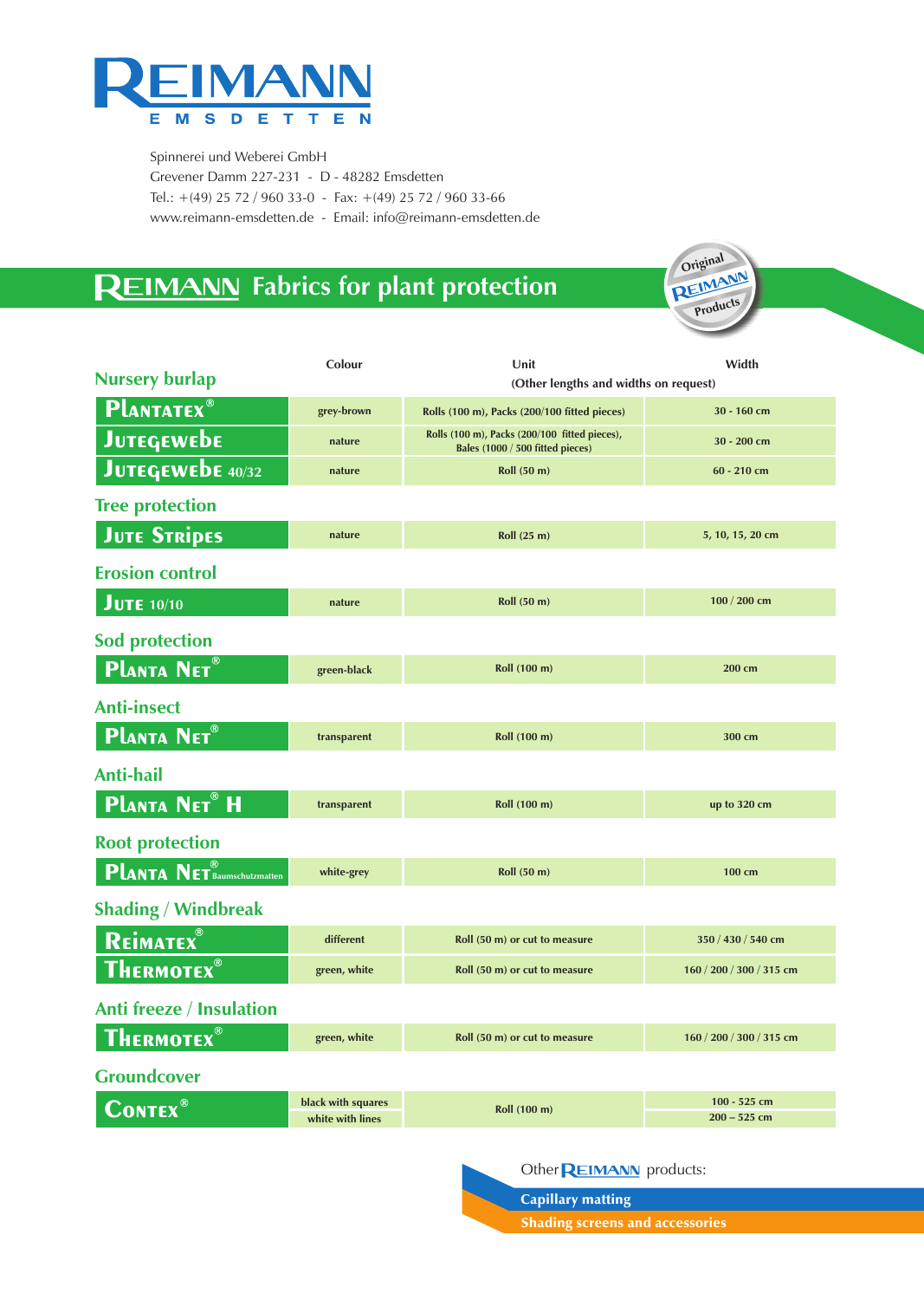# REIMANN

E M S D E T T E N

Spinnerei und Weberei GmbH
Grevener Damm 227-231 - D - 48282 Emsdetten
Tel.: +(49) 25 72 / 960 33-0 - Fax: +(49) 25 72 / 960 33-66
www.reimann-emsdetten.de - Email: info@reimann-emsdetten.de

## REIMANN Fabrics for plant protection

Original REIMANN Products

| | Colour | Unit (Other lengths and widths on request) | Width |
|---|---|---|---|
| **Nursery burlap** | | | |
| PLANTATEX® | grey-brown | Rolls (100 m), Packs (200/100 fitted pieces) | 30 - 160 cm |
| JUTEGEWEBE | nature | Rolls (100 m), Packs (200/100 fitted pieces), Bales (1000 / 500 fitted pieces) | 30 - 200 cm |
| JUTEGEWEBE 40/32 | nature | Roll (50 m) | 60 - 210 cm |
| **Tree protection** | | | |
| JUTE STRIPES | nature | Roll (25 m) | 5, 10, 15, 20 cm |
| **Erosion control** | | | |
| JUTE 10/10 | nature | Roll (50 m) | 100 / 200 cm |
| **Sod protection** | | | |
| PLANTA NET® | green-black | Roll (100 m) | 200 cm |
| **Anti-insect** | | | |
| PLANTA NET® | transparent | Roll (100 m) | 300 cm |
| **Anti-hail** | | | |
| PLANTA NET® H | transparent | Roll (100 m) | up to 320 cm |
| **Root protection** | | | |
| PLANTA NET® Baumschutzmatten | white-grey | Roll (50 m) | 100 cm |
| **Shading / Windbreak** | | | |
| REIMATEX® | different | Roll (50 m) or cut to measure | 350 / 430 / 540 cm |
| THERMOTEX® | green, white | Roll (50 m) or cut to measure | 160 / 200 / 300 / 315 cm |
| **Anti freeze / Insulation** | | | |
| THERMOTEX® | green, white | Roll (50 m) or cut to measure | 160 / 200 / 300 / 315 cm |
| **Groundcover** | | | |
| CONTEX® | black with squares | Roll (100 m) | 100 - 525 cm |
| | white with lines | | 200 – 525 cm |

Other REIMANN products:

- **Capillary matting**
- **Shading screens and accessories**